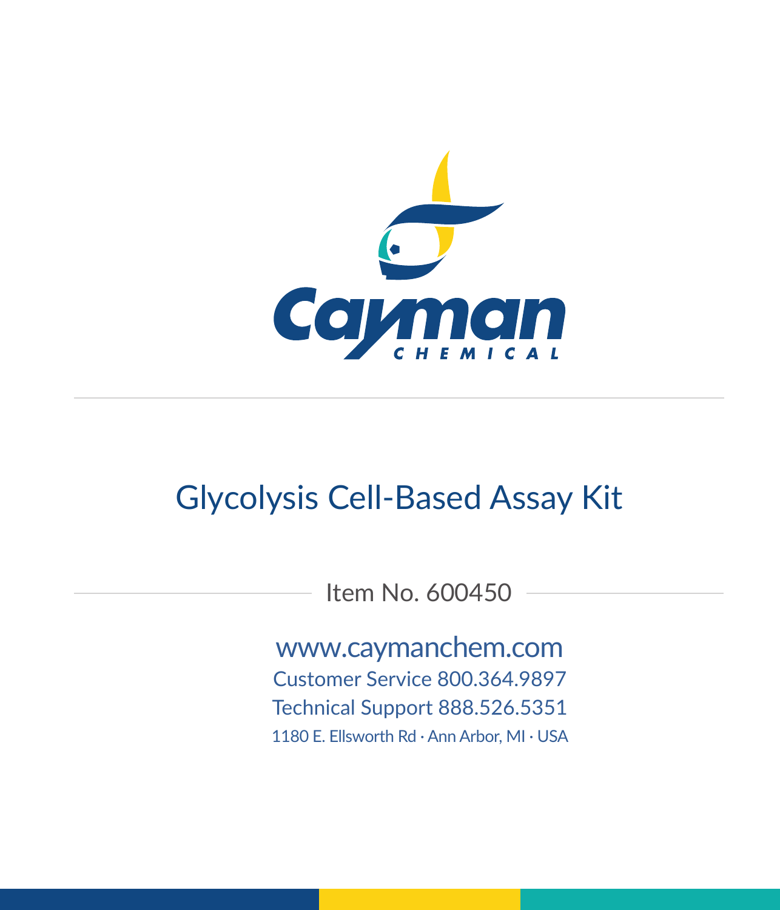Cayman CHEMICAL

# Glycolysis Cell-Based Assay Kit

Item No. 600450

www.caymanchem.com

Customer Service 800.364.9897

Technical Support 888.526.5351

1180 E. Ellsworth Rd · Ann Arbor, MI · USA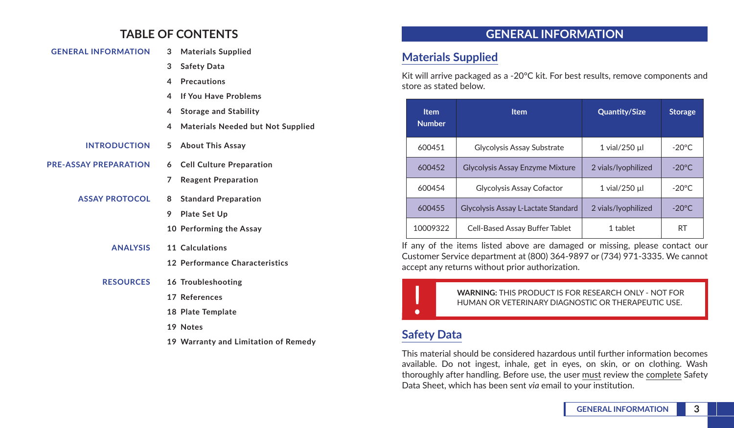# TABLE OF CONTENTS

**GENERAL INFORMATION**
- 3 Materials Supplied
- 3 Safety Data
- 4 Precautions
- 4 If You Have Problems
- 4 Storage and Stability
- 4 Materials Needed but Not Supplied

**INTRODUCTION**
- 5 About This Assay

**PRE-ASSAY PREPARATION**
- 6 Cell Culture Preparation
- 7 Reagent Preparation

**ASSAY PROTOCOL**
- 8 Standard Preparation
- 9 Plate Set Up
- 10 Performing the Assay

**ANALYSIS**
- 11 Calculations
- 12 Performance Characteristics

**RESOURCES**
- 16 Troubleshooting
- 17 References
- 18 Plate Template
- 19 Notes
- 19 Warranty and Limitation of Remedy

# GENERAL INFORMATION

## Materials Supplied

Kit will arrive packaged as a -20°C kit. For best results, remove components and store as stated below.

| Item Number | Item | Quantity/Size | Storage |
|---|---|---|---|
| 600451 | Glycolysis Assay Substrate | 1 vial/250 µl | -20°C |
| 600452 | Glycolysis Assay Enzyme Mixture | 2 vials/lyophilized | -20°C |
| 600454 | Glycolysis Assay Cofactor | 1 vial/250 µl | -20°C |
| 600455 | Glycolysis Assay L-Lactate Standard | 2 vials/lyophilized | -20°C |
| 10009322 | Cell-Based Assay Buffer Tablet | 1 tablet | RT |

If any of the items listed above are damaged or missing, please contact our Customer Service department at (800) 364-9897 or (734) 971-3335. We cannot accept any returns without prior authorization.

**WARNING:** THIS PRODUCT IS FOR RESEARCH ONLY - NOT FOR HUMAN OR VETERINARY DIAGNOSTIC OR THERAPEUTIC USE.

## Safety Data

This material should be considered hazardous until further information becomes available. Do not ingest, inhale, get in eyes, on skin, or on clothing. Wash thoroughly after handling. Before use, the user must review the complete Safety Data Sheet, which has been sent *via* email to your institution.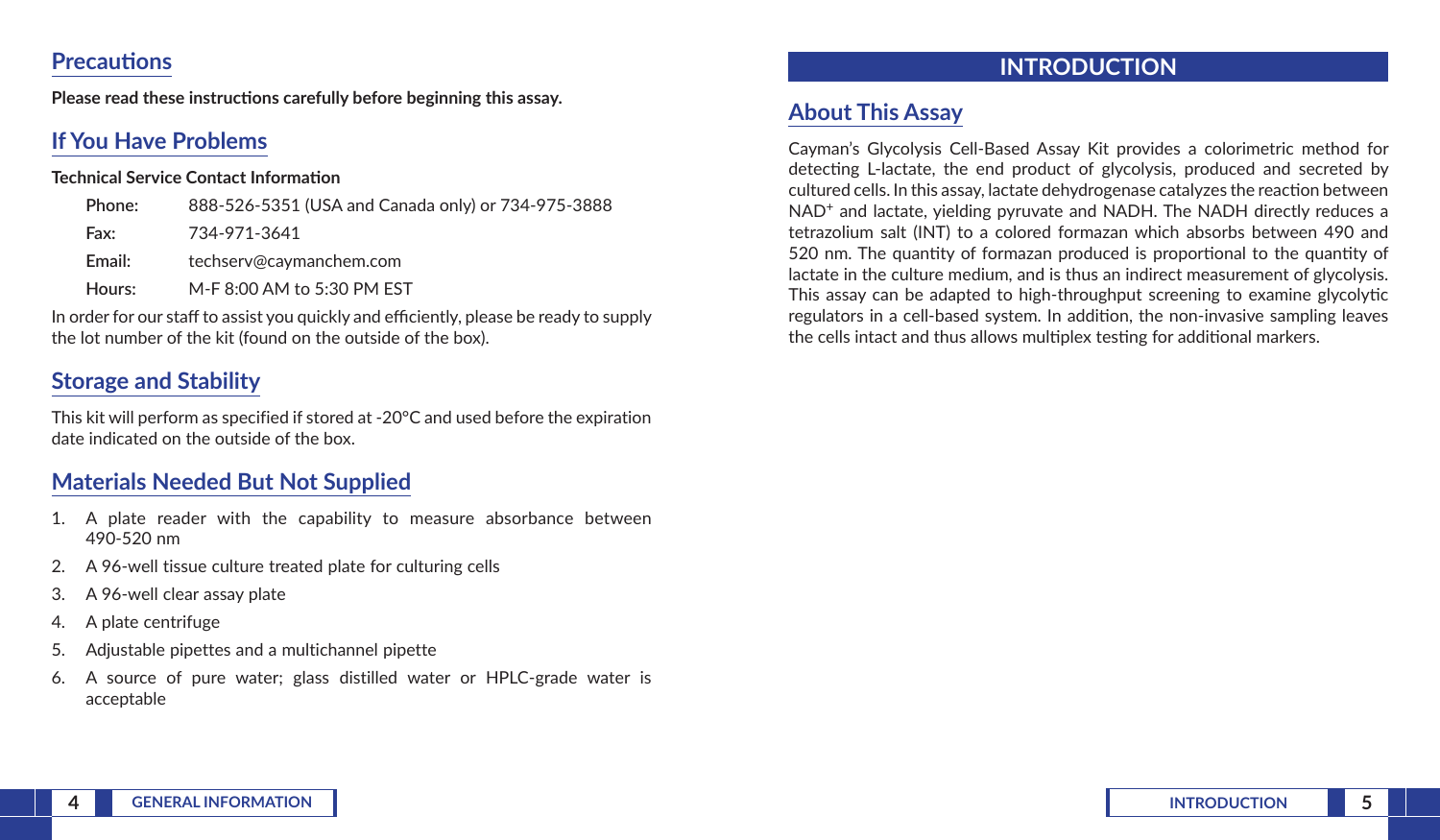## Precautions

**Please read these instructions carefully before beginning this assay.**

## If You Have Problems

**Technical Service Contact Information**

**Phone:** 888-526-5351 (USA and Canada only) or 734-975-3888

**Fax:** 734-971-3641

**Email:** techserv@caymanchem.com

**Hours:** M-F 8:00 AM to 5:30 PM EST

In order for our staff to assist you quickly and efficiently, please be ready to supply the lot number of the kit (found on the outside of the box).

## Storage and Stability

This kit will perform as specified if stored at -20°C and used before the expiration date indicated on the outside of the box.

## Materials Needed But Not Supplied

1. A plate reader with the capability to measure absorbance between 490-520 nm
2. A 96-well tissue culture treated plate for culturing cells
3. A 96-well clear assay plate
4. A plate centrifuge
5. Adjustable pipettes and a multichannel pipette
6. A source of pure water; glass distilled water or HPLC-grade water is acceptable

# INTRODUCTION

## About This Assay

Cayman's Glycolysis Cell-Based Assay Kit provides a colorimetric method for detecting L-lactate, the end product of glycolysis, produced and secreted by cultured cells. In this assay, lactate dehydrogenase catalyzes the reaction between $NAD^+$ and lactate, yielding pyruvate and NADH. The NADH directly reduces a tetrazolium salt (INT) to a colored formazan which absorbs between 490 and 520 nm. The quantity of formazan produced is proportional to the quantity of lactate in the culture medium, and is thus an indirect measurement of glycolysis. This assay can be adapted to high-throughput screening to examine glycolytic regulators in a cell-based system. In addition, the non-invasive sampling leaves the cells intact and thus allows multiplex testing for additional markers.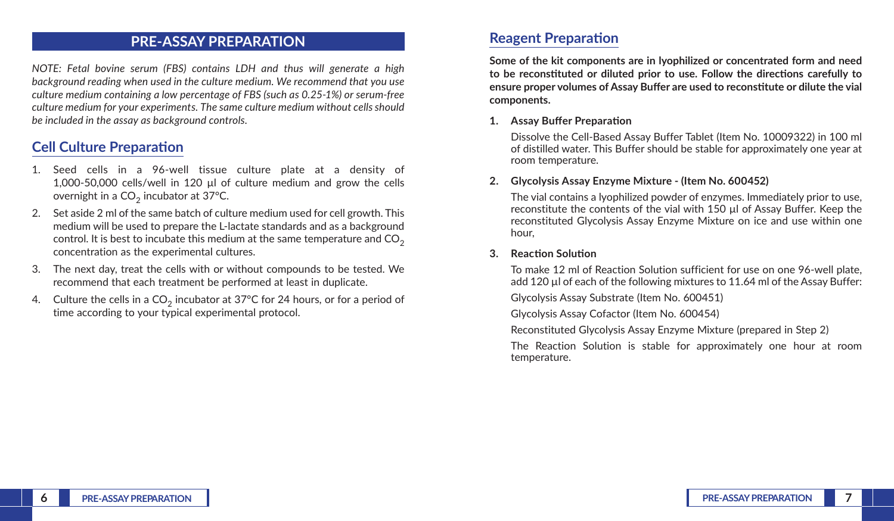# PRE-ASSAY PREPARATION

*NOTE: Fetal bovine serum (FBS) contains LDH and thus will generate a high background reading when used in the culture medium. We recommend that you use culture medium containing a low percentage of FBS (such as 0.25-1%) or serum-free culture medium for your experiments. The same culture medium without cells should be included in the assay as background controls.*

## Cell Culture Preparation

1. Seed cells in a 96-well tissue culture plate at a density of 1,000-50,000 cells/well in 120 µl of culture medium and grow the cells overnight in a $CO_2$ incubator at 37°C.
2. Set aside 2 ml of the same batch of culture medium used for cell growth. This medium will be used to prepare the L-lactate standards and as a background control. It is best to incubate this medium at the same temperature and $CO_2$ concentration as the experimental cultures.
3. The next day, treat the cells with or without compounds to be tested. We recommend that each treatment be performed at least in duplicate.
4. Culture the cells in a $CO_2$ incubator at 37°C for 24 hours, or for a period of time according to your typical experimental protocol.

## Reagent Preparation

**Some of the kit components are in lyophilized or concentrated form and need to be reconstituted or diluted prior to use. Follow the directions carefully to ensure proper volumes of Assay Buffer are used to reconstitute or dilute the vial components.**

**1. Assay Buffer Preparation**

Dissolve the Cell-Based Assay Buffer Tablet (Item No. 10009322) in 100 ml of distilled water. This Buffer should be stable for approximately one year at room temperature.

**2. Glycolysis Assay Enzyme Mixture - (Item No. 600452)**

The vial contains a lyophilized powder of enzymes. Immediately prior to use, reconstitute the contents of the vial with 150 µl of Assay Buffer. Keep the reconstituted Glycolysis Assay Enzyme Mixture on ice and use within one hour,

**3. Reaction Solution**

To make 12 ml of Reaction Solution sufficient for use on one 96-well plate, add 120 µl of each of the following mixtures to 11.64 ml of the Assay Buffer:

Glycolysis Assay Substrate (Item No. 600451)

Glycolysis Assay Cofactor (Item No. 600454)

Reconstituted Glycolysis Assay Enzyme Mixture (prepared in Step 2)

The Reaction Solution is stable for approximately one hour at room temperature.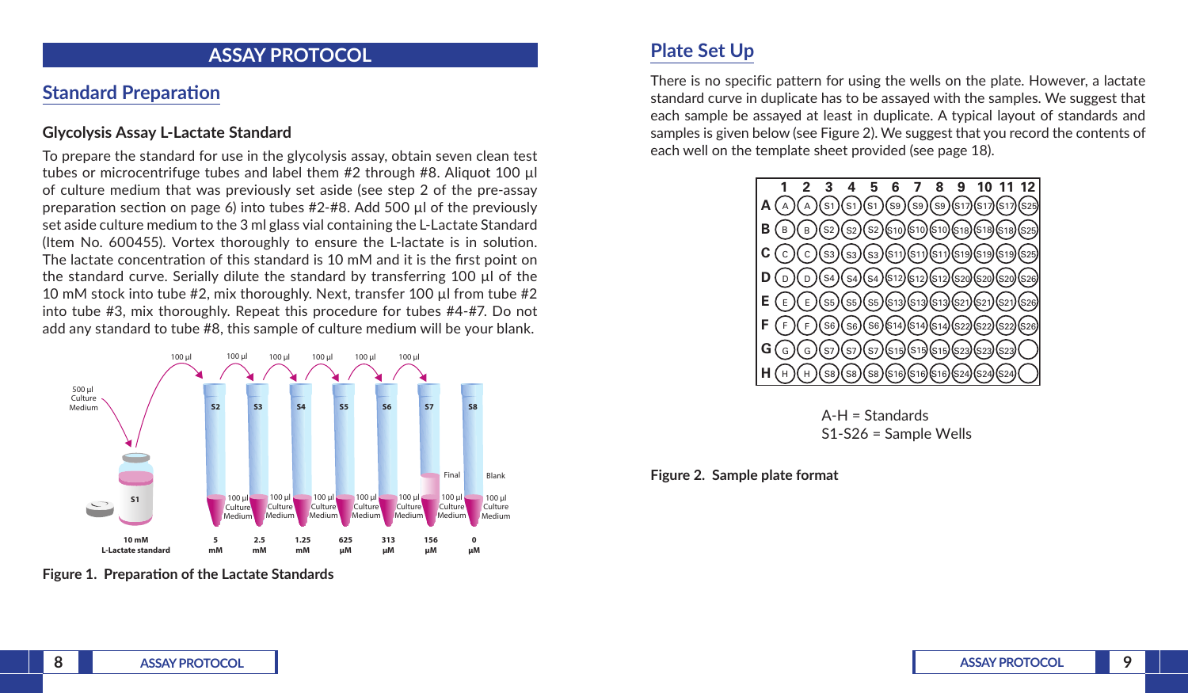# ASSAY PROTOCOL

## Standard Preparation

### Glycolysis Assay L-Lactate Standard

To prepare the standard for use in the glycolysis assay, obtain seven clean test tubes or microcentrifuge tubes and label them #2 through #8. Aliquot 100 µl of culture medium that was previously set aside (see step 2 of the pre-assay preparation section on page 6) into tubes #2-#8. Add 500 µl of the previously set aside culture medium to the 3 ml glass vial containing the L-Lactate Standard (Item No. 600455). Vortex thoroughly to ensure the L-lactate is in solution. The lactate concentration of this standard is 10 mM and it is the first point on the standard curve. Serially dilute the standard by transferring 100 µl of the 10 mM stock into tube #2, mix thoroughly. Next, transfer 100 µl from tube #2 into tube #3, mix thoroughly. Repeat this procedure for tubes #4-#7. Do not add any standard to tube #8, this sample of culture medium will be your blank.

**Figure 1. Preparation of the Lactate Standards**

## Plate Set Up

There is no specific pattern for using the wells on the plate. However, a lactate standard curve in duplicate has to be assayed with the samples. We suggest that each sample be assayed at least in duplicate. A typical layout of standards and samples is given below (see Figure 2). We suggest that you record the contents of each well on the template sheet provided (see page 18).

| | 1 | 2 | 3 | 4 | 5 | 6 | 7 | 8 | 9 | 10 | 11 | 12 |
|---|---|---|---|---|---|---|---|---|---|---|---|---|
| A | A | A | S1 | S1 | S1 | S9 | S9 | S9 | S17 | S17 | S17 | S25 |
| B | B | B | S2 | S2 | S2 | S10 | S10 | S10 | S18 | S18 | S18 | S25 |
| C | C | C | S3 | S3 | S3 | S11 | S11 | S11 | S19 | S19 | S19 | S25 |
| D | D | D | S4 | S4 | S4 | S12 | S12 | S12 | S20 | S20 | S20 | S26 |
| E | E | E | S5 | S5 | S5 | S13 | S13 | S13 | S21 | S21 | S21 | S26 |
| F | F | F | S6 | S6 | S6 | S14 | S14 | S14 | S22 | S22 | S22 | S26 |
| G | G | G | S7 | S7 | S7 | S15 | S15 | S15 | S23 | S23 | S23 | |
| H | H | H | S8 | S8 | S8 | S16 | S16 | S16 | S24 | S24 | S24 | |

A-H = Standards
S1-S26 = Sample Wells

**Figure 2. Sample plate format**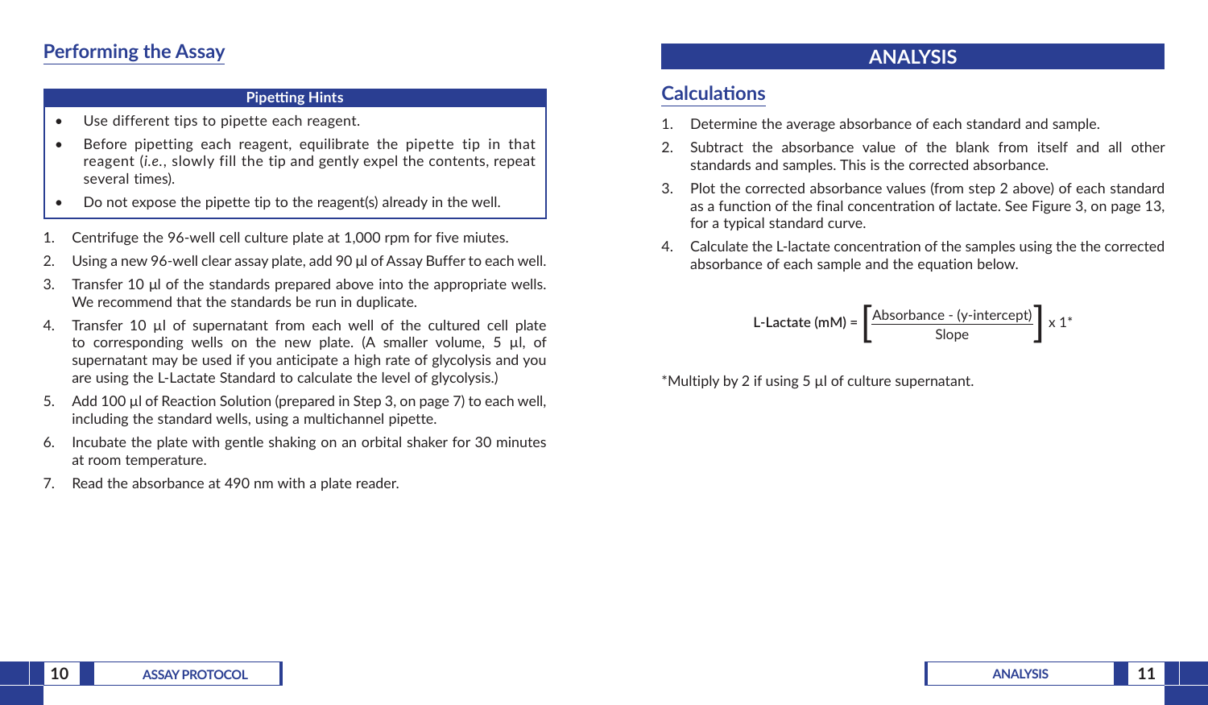## Performing the Assay

**Pipetting Hints**

- Use different tips to pipette each reagent.
- Before pipetting each reagent, equilibrate the pipette tip in that reagent (*i.e.*, slowly fill the tip and gently expel the contents, repeat several times).
- Do not expose the pipette tip to the reagent(s) already in the well.

1. Centrifuge the 96-well cell culture plate at 1,000 rpm for five miutes.
2. Using a new 96-well clear assay plate, add 90 µl of Assay Buffer to each well.
3. Transfer 10 µl of the standards prepared above into the appropriate wells. We recommend that the standards be run in duplicate.
4. Transfer 10 µl of supernatant from each well of the cultured cell plate to corresponding wells on the new plate. (A smaller volume, 5 µl, of supernatant may be used if you anticipate a high rate of glycolysis and you are using the L-Lactate Standard to calculate the level of glycolysis.)
5. Add 100 µl of Reaction Solution (prepared in Step 3, on page 7) to each well, including the standard wells, using a multichannel pipette.
6. Incubate the plate with gentle shaking on an orbital shaker for 30 minutes at room temperature.
7. Read the absorbance at 490 nm with a plate reader.

# ANALYSIS

## Calculations

1. Determine the average absorbance of each standard and sample.
2. Subtract the absorbance value of the blank from itself and all other standards and samples. This is the corrected absorbance.
3. Plot the corrected absorbance values (from step 2 above) of each standard as a function of the final concentration of lactate. See Figure 3, on page 13, for a typical standard curve.
4. Calculate the L-lactate concentration of the samples using the the corrected absorbance of each sample and the equation below.

$$\textbf{L-Lactate (mM)} = \left[\frac{\text{Absorbance - (y-intercept)}}{\text{Slope}}\right] \times 1^{*}$$

*Multiply by 2 if using 5 µl of culture supernatant.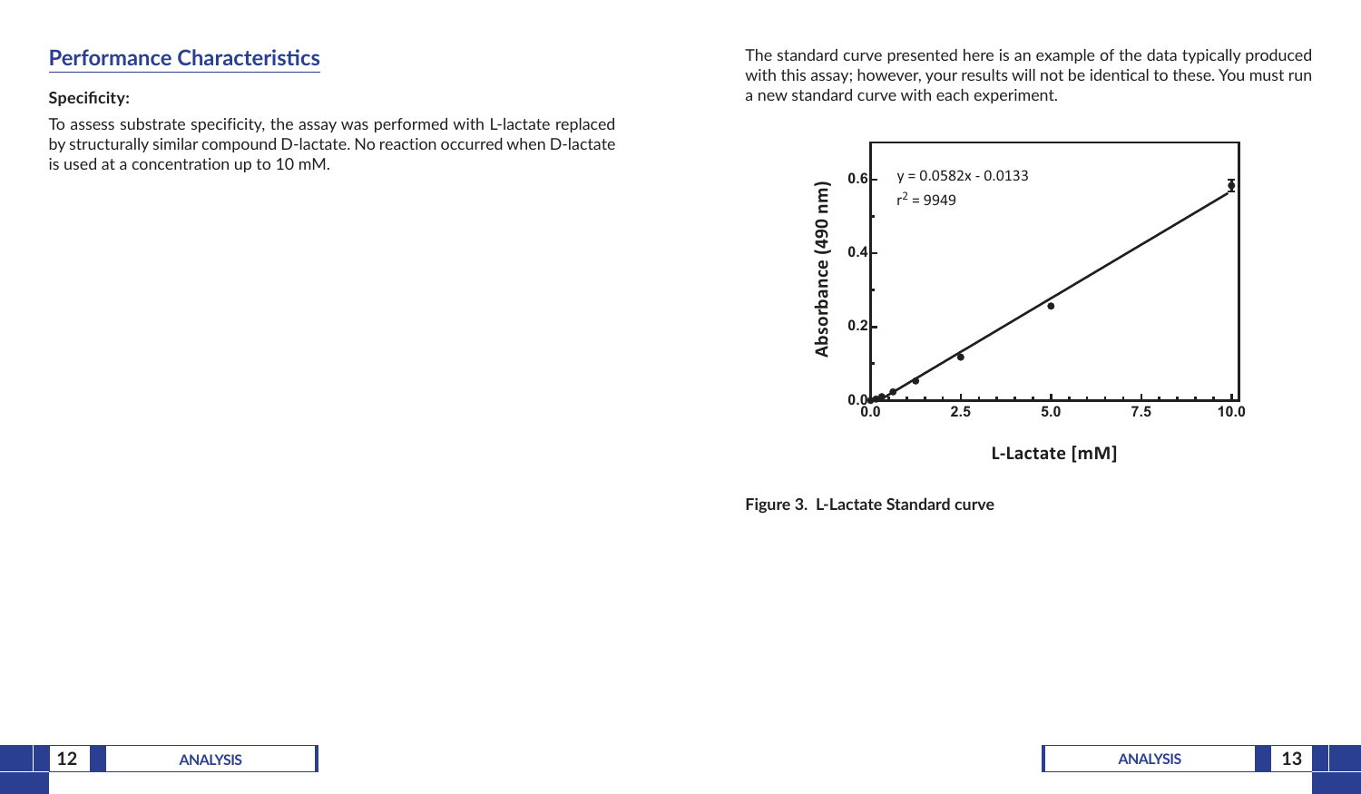## Performance Characteristics

**Specificity:**

To assess substrate specificity, the assay was performed with L-lactate replaced by structurally similar compound D-lactate. No reaction occurred when D-lactate is used at a concentration up to 10 mM.

The standard curve presented here is an example of the data typically produced with this assay; however, your results will not be identical to these. You must run a new standard curve with each experiment.

**Figure 3. L-Lactate Standard curve**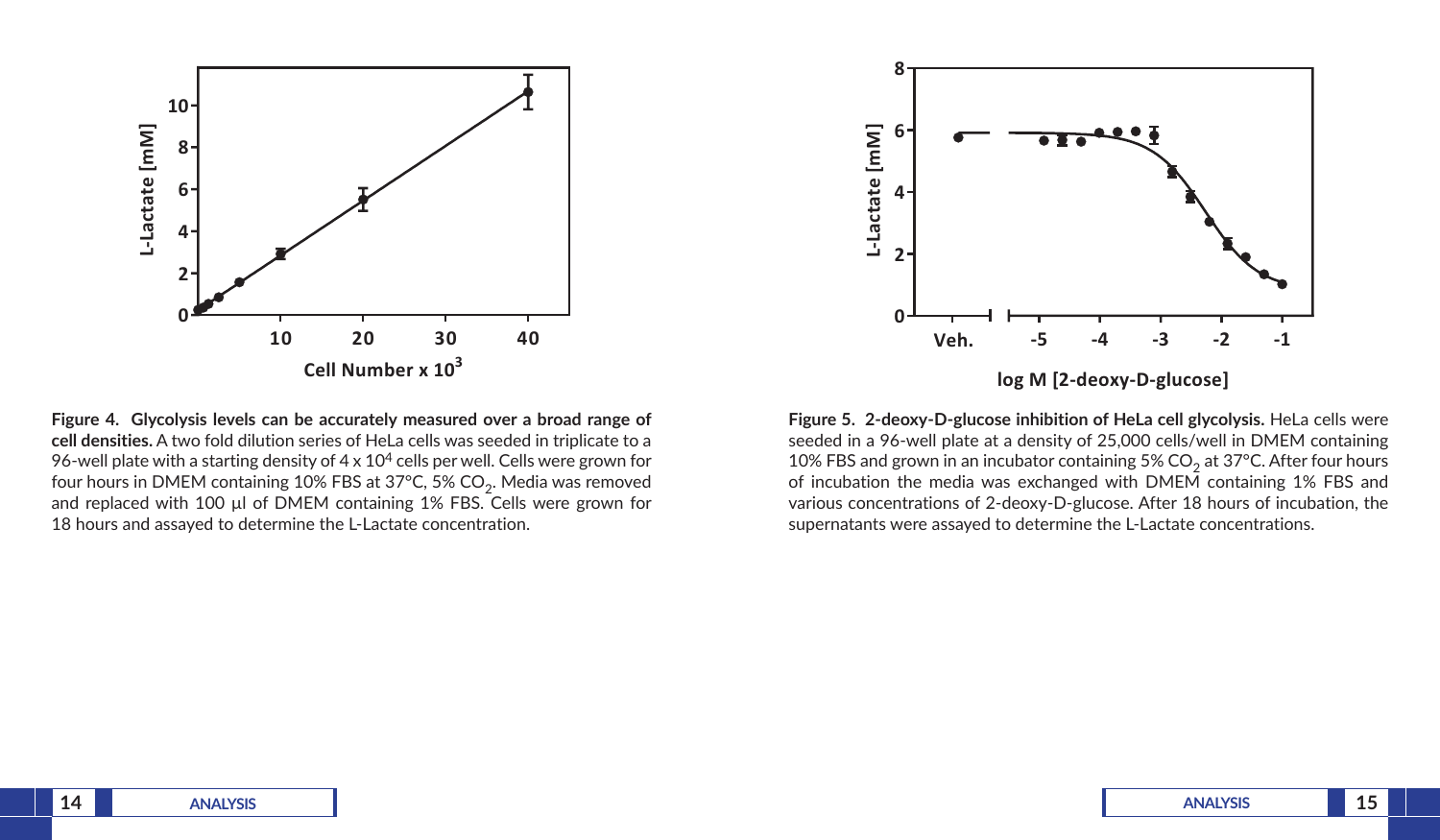**Figure 4. Glycolysis levels can be accurately measured over a broad range of cell densities.** A two fold dilution series of HeLa cells was seeded in triplicate to a 96-well plate with a starting density of 4 x $10^4$ cells per well. Cells were grown for four hours in DMEM containing 10% FBS at 37°C, 5% $CO_2$. Media was removed and replaced with 100 µl of DMEM containing 1% FBS. Cells were grown for 18 hours and assayed to determine the L-Lactate concentration.

**Figure 5. 2-deoxy-D-glucose inhibition of HeLa cell glycolysis.** HeLa cells were seeded in a 96-well plate at a density of 25,000 cells/well in DMEM containing 10% FBS and grown in an incubator containing 5% $CO_2$ at 37°C. After four hours of incubation the media was exchanged with DMEM containing 1% FBS and various concentrations of 2-deoxy-D-glucose. After 18 hours of incubation, the supernatants were assayed to determine the L-Lactate concentrations.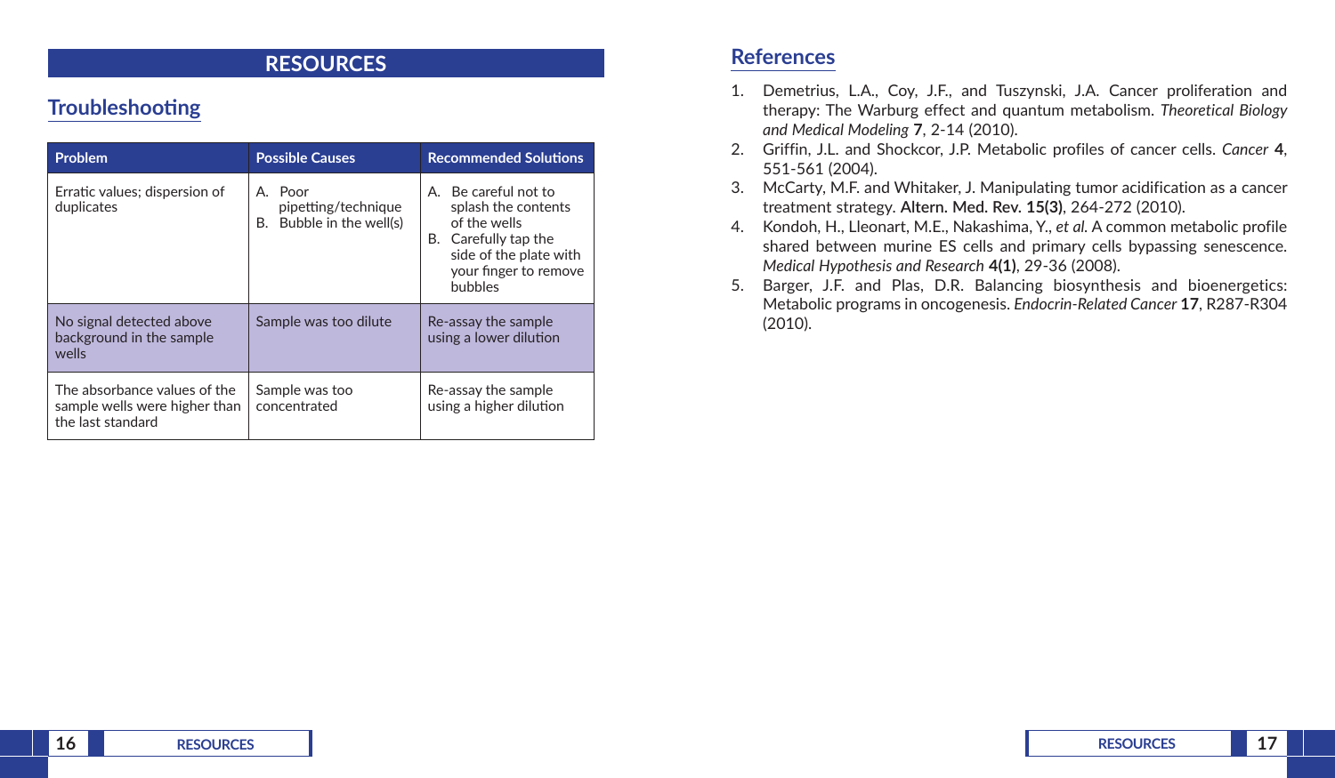# RESOURCES

## Troubleshooting

| Problem | Possible Causes | Recommended Solutions |
|---|---|---|
| Erratic values; dispersion of duplicates | A. Poor pipetting/technique<br>B. Bubble in the well(s) | A. Be careful not to splash the contents of the wells<br>B. Carefully tap the side of the plate with your finger to remove bubbles |
| No signal detected above background in the sample wells | Sample was too dilute | Re-assay the sample using a lower dilution |
| The absorbance values of the sample wells were higher than the last standard | Sample was too concentrated | Re-assay the sample using a higher dilution |

## References

1. Demetrius, L.A., Coy, J.F., and Tuszynski, J.A. Cancer proliferation and therapy: The Warburg effect and quantum metabolism. *Theoretical Biology and Medical Modeling* **7**, 2-14 (2010).
2. Griffin, J.L. and Shockcor, J.P. Metabolic profiles of cancer cells. *Cancer* **4**, 551-561 (2004).
3. McCarty, M.F. and Whitaker, J. Manipulating tumor acidification as a cancer treatment strategy. **Altern. Med. Rev. 15(3)**, 264-272 (2010).
4. Kondoh, H., Lleonart, M.E., Nakashima, Y., *et al.* A common metabolic profile shared between murine ES cells and primary cells bypassing senescence. *Medical Hypothesis and Research* **4(1)**, 29-36 (2008).
5. Barger, J.F. and Plas, D.R. Balancing biosynthesis and bioenergetics: Metabolic programs in oncogenesis. *Endocrin-Related Cancer* **17**, R287-R304 (2010).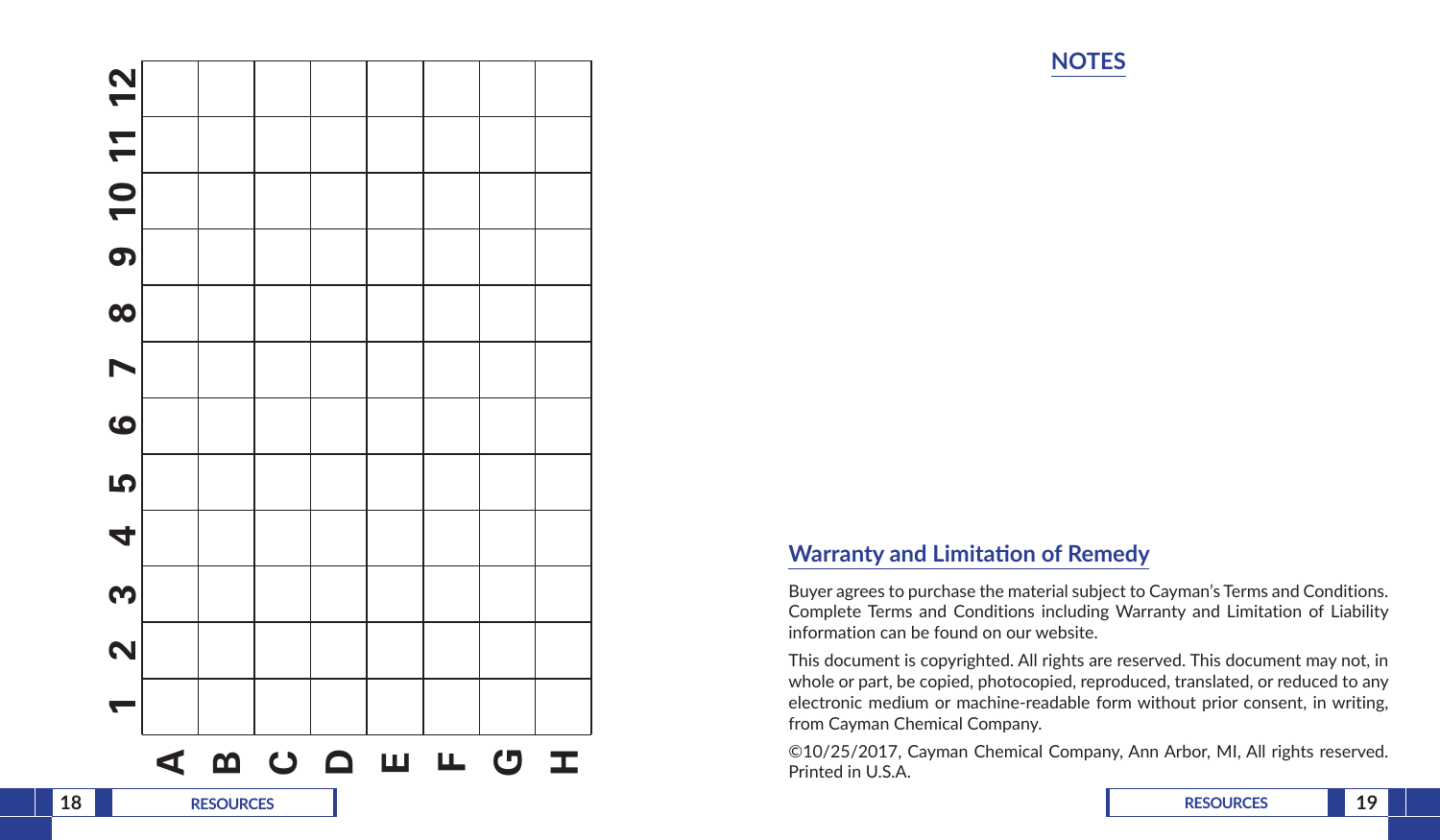| | 1 | 2 | 3 | 4 | 5 | 6 | 7 | 8 | 9 | 10 | 11 | 12 |
|---|---|---|---|---|---|---|---|---|---|---|---|---|
| A | | | | | | | | | | | | |
| B | | | | | | | | | | | | |
| C | | | | | | | | | | | | |
| D | | | | | | | | | | | | |
| E | | | | | | | | | | | | |
| F | | | | | | | | | | | | |
| G | | | | | | | | | | | | |
| H | | | | | | | | | | | | |

## NOTES

## Warranty and Limitation of Remedy

Buyer agrees to purchase the material subject to Cayman's Terms and Conditions. Complete Terms and Conditions including Warranty and Limitation of Liability information can be found on our website.

This document is copyrighted. All rights are reserved. This document may not, in whole or part, be copied, photocopied, reproduced, translated, or reduced to any electronic medium or machine-readable form without prior consent, in writing, from Cayman Chemical Company.

©10/25/2017, Cayman Chemical Company, Ann Arbor, MI, All rights reserved. Printed in U.S.A.